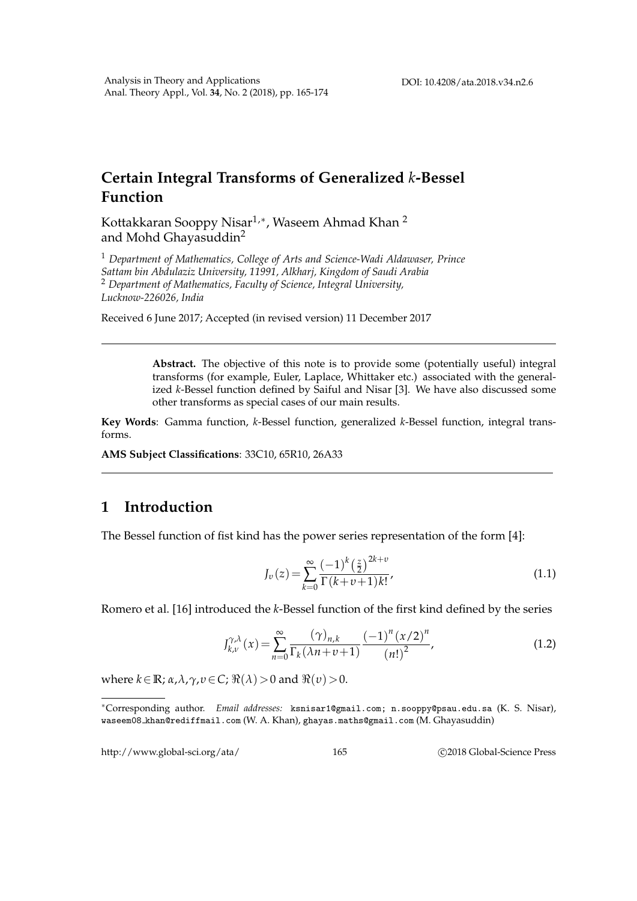# Certain Integral Transforms of Generalized $k$-Bessel Function

Kottakkaran Sooppy Nisar[1,*], Waseem Ahmad Khan [2] and Mohd Ghayasuddin[2]

[1] *Department of Mathematics, College of Arts and Science-Wadi Aldawaser, Prince Sattam bin Abdulaziz University, 11991, Alkharj, Kingdom of Saudi Arabia*
[2] *Department of Mathematics, Faculty of Science, Integral University, Lucknow-226026, India*

Received 6 June 2017; Accepted (in revised version) 11 December 2017

---

**Abstract.** The objective of this note is to provide some (potentially useful) integral transforms (for example, Euler, Laplace, Whittaker etc.) associated with the generalized $k$-Bessel function defined by Saiful and Nisar [3]. We have also discussed some other transforms as special cases of our main results.

**Key Words**: Gamma function, $k$-Bessel function, generalized $k$-Bessel function, integral transforms.

**AMS Subject Classifications**: 33C10, 65R10, 26A33

---

## 1 Introduction

The Bessel function of fist kind has the power series representation of the form [4]:

$$J_v(z)=\sum_{k=0}^{\infty}\frac{(-1)^k\left(\frac{z}{2}\right)^{2k+v}}{\Gamma(k+v+1)k!}, \tag{1.1}$$

Romero et al. [16] introduced the $k$-Bessel function of the first kind defined by the series

$$J_{k,v}^{\gamma,\lambda}(x)=\sum_{n=0}^{\infty}\frac{(\gamma)_{n,k}}{\Gamma_k(\lambda n+v+1)}\frac{(-1)^n(x/2)^n}{(n!)^2}, \tag{1.2}$$

where $k\in\mathbb{R}$; $\alpha,\lambda,\gamma,v\in C$; $\Re(\lambda)>0$ and $\Re(v)>0$.

---

*Corresponding author. *Email addresses:* ksnisar1@gmail.com; n.sooppy@psau.edu.sa (K. S. Nisar), waseem08_khan@rediffmail.com (W. A. Khan), ghayas.maths@gmail.com (M. Ghayasuddin)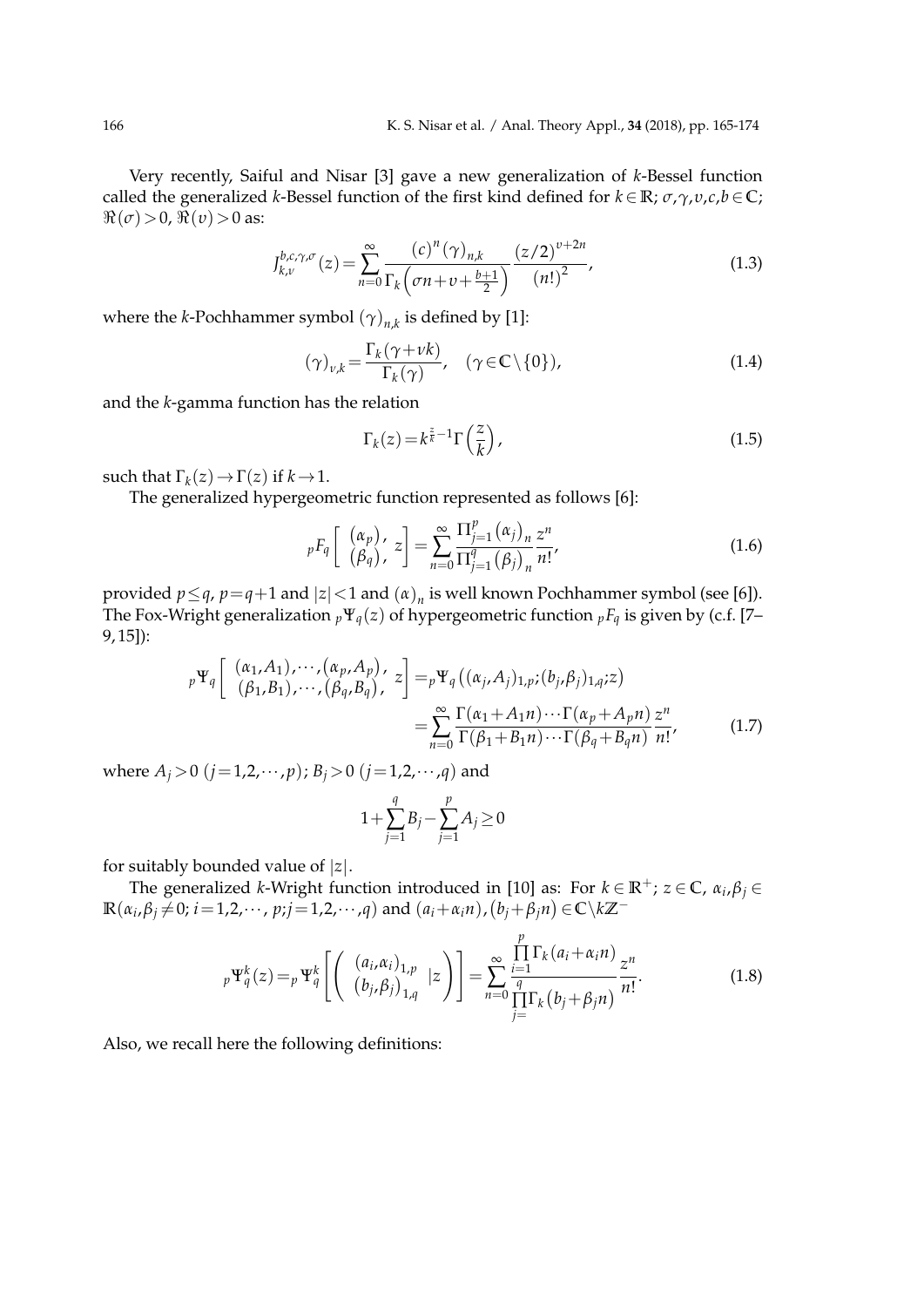Very recently, Saiful and Nisar [3] gave a new generalization of $k$-Bessel function called the generalized $k$-Bessel function of the first kind defined for $k\in\mathbb{R}$; $\sigma,\gamma,v,c,b\in\mathbb{C}$; $\Re(\sigma)>0$, $\Re(v)>0$ as:

$$J_{k,v}^{b,c,\gamma,\sigma}(z)=\sum_{n=0}^{\infty}\frac{(c)^n(\gamma)_{n,k}}{\Gamma_k\left(\sigma n+v+\frac{b+1}{2}\right)}\frac{(z/2)^{v+2n}}{(n!)^2}, \tag{1.3}$$

where the $k$-Pochhammer symbol $(\gamma)_{n,k}$ is defined by [1]:

$$(\gamma)_{\nu,k}=\frac{\Gamma_k(\gamma+\nu k)}{\Gamma_k(\gamma)}, \quad (\gamma\in\mathbb{C}\setminus\{0\}), \tag{1.4}$$

and the $k$-gamma function has the relation

$$\Gamma_k(z)=k^{\frac{z}{k}-1}\Gamma\left(\frac{z}{k}\right), \tag{1.5}$$

such that $\Gamma_k(z)\to\Gamma(z)$ if $k\to 1$.

The generalized hypergeometric function represented as follows [6]:

$${}_pF_q\left[\begin{array}{c}(\alpha_p),\\(\beta_q),\end{array} z\right]=\sum_{n=0}^{\infty}\frac{\Pi_{j=1}^{p}(\alpha_j)_n}{\Pi_{j=1}^{q}(\beta_j)_n}\frac{z^n}{n!}, \tag{1.6}$$

provided $p\le q$, $p=q+1$ and $|z|<1$ and $(\alpha)_n$ is well known Pochhammer symbol (see [6]). The Fox-Wright generalization ${}_p\Psi_q(z)$ of hypergeometric function ${}_pF_q$ is given by (c.f. [7–9,15]):

$$\begin{aligned}{}_p\Psi_q\left[\begin{array}{c}(\alpha_1,A_1),\cdots,(\alpha_p,A_p),\\(\beta_1,B_1),\cdots,(\beta_q,B_q),\end{array} z\right]&={}_p\Psi_q\left((\alpha_j,A_j)_{1,p};(b_j,\beta_j)_{1,q};z\right)\\&=\sum_{n=0}^{\infty}\frac{\Gamma(\alpha_1+A_1n)\cdots\Gamma(\alpha_p+A_pn)}{\Gamma(\beta_1+B_1n)\cdots\Gamma(\beta_q+B_qn)}\frac{z^n}{n!},\end{aligned} \tag{1.7}$$

where $A_j>0$ $(j=1,2,\cdots,p)$; $B_j>0$ $(j=1,2,\cdots,q)$ and

$$1+\sum_{j=1}^{q}B_j-\sum_{j=1}^{p}A_j\ge 0$$

for suitably bounded value of $|z|$.

The generalized $k$-Wright function introduced in [10] as: For $k\in\mathbb{R}^+$; $z\in\mathbb{C}$, $\alpha_i,\beta_j\in\mathbb{R}(\alpha_i,\beta_j\neq 0;\, i=1,2,\cdots,p;j=1,2,\cdots,q)$ and $(a_i+\alpha_i n),(b_j+\beta_j n)\in\mathbb{C}\backslash k\mathbb{Z}^-$

$${}_p\Psi_q^k(z)={}_p\Psi_q^k\left[\left(\begin{array}{c}(a_i,\alpha_i)_{1,p}\\(b_j,\beta_j)_{1,q}\end{array}\ \Big| z\right)\right]=\sum_{n=0}^{\infty}\frac{\prod\limits_{i=1}^{p}\Gamma_k(a_i+\alpha_i n)}{\prod\limits_{j=}^{q}\Gamma_k(b_j+\beta_j n)}\frac{z^n}{n!}. \tag{1.8}$$

Also, we recall here the following definitions: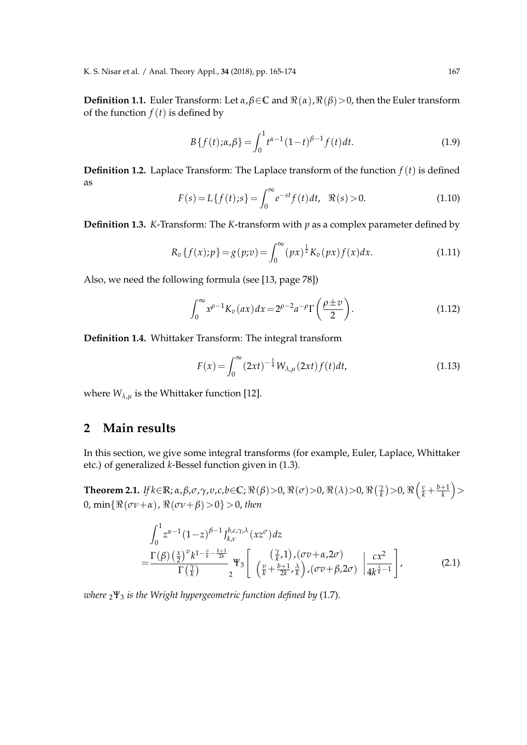**Definition 1.1.** Euler Transform: Let $\alpha,\beta\in\mathbb{C}$ and $\Re(\alpha),\Re(\beta)>0$, then the Euler transform of the function $f(t)$ is defined by

$$B\{f(t);\alpha,\beta\}=\int_0^1 t^{\alpha-1}(1-t)^{\beta-1}f(t)dt. \tag{1.9}$$

**Definition 1.2.** Laplace Transform: The Laplace transform of the function $f(t)$ is defined as

$$F(s)=L\{f(t);s\}=\int_0^\infty e^{-st}f(t)dt,\quad \Re(s)>0. \tag{1.10}$$

**Definition 1.3.** *K*-Transform: The *K*-transform with $p$ as a complex parameter defined by

$$R_v\{f(x);p\}=g(p;v)=\int_0^\infty (px)^{\frac{1}{2}}K_v(px)f(x)dx. \tag{1.11}$$

Also, we need the following formula (see [13, page 78])

$$\int_0^\infty x^{\rho-1}K_v(ax)dx=2^{\rho-2}a^{-\rho}\Gamma\left(\frac{\rho\pm v}{2}\right). \tag{1.12}$$

**Definition 1.4.** Whittaker Transform: The integral transform

$$F(x)=\int_0^\infty (2xt)^{-\frac{1}{4}}W_{\lambda,\mu}(2xt)f(t)dt, \tag{1.13}$$

where $W_{\lambda,\mu}$ is the Whittaker function [12].

## 2 Main results

In this section, we give some integral transforms (for example, Euler, Laplace, Whittaker etc.) of generalized *k*-Bessel function given in (1.3).

**Theorem 2.1.** *If* $k\in\mathbb{R};\alpha,\beta,\sigma,\gamma,v,c,b\in\mathbb{C};\Re(\beta)>0,\Re(\sigma)>0,\Re(\lambda)>0,\Re\left(\frac{\gamma}{k}\right)>0,\Re\left(\frac{v}{k}+\frac{b+1}{k}\right)>0$, $\min\{\Re(\sigma v+\alpha),\Re(\sigma v+\beta)>0\}>0$, *then*

$$\begin{aligned}&\int_0^1 z^{\alpha-1}(1-z)^{\beta-1}J_{k,v}^{b,c,\gamma,\lambda}(xz^\sigma)dz\\ =&\frac{\Gamma(\beta)\left(\frac{x}{2}\right)^v k^{1-\frac{v}{k}-\frac{b+1}{2k}}}{\Gamma\left(\frac{\gamma}{k}\right)}\,{}_2\Psi_3\left[\begin{array}{c}\left(\frac{\gamma}{k},1\right),(\sigma v+\alpha,2\sigma)\\ \left(\frac{v}{k}+\frac{b+1}{2k},\frac{\lambda}{k}\right),(\sigma v+\beta,2\sigma)\end{array}\Bigg|\frac{cx^2}{4k^{\frac{\lambda}{k}-1}}\right],\end{aligned} \tag{2.1}$$

*where* ${}_2\Psi_3$ *is the Wright hypergeometric function defined by* (1.7).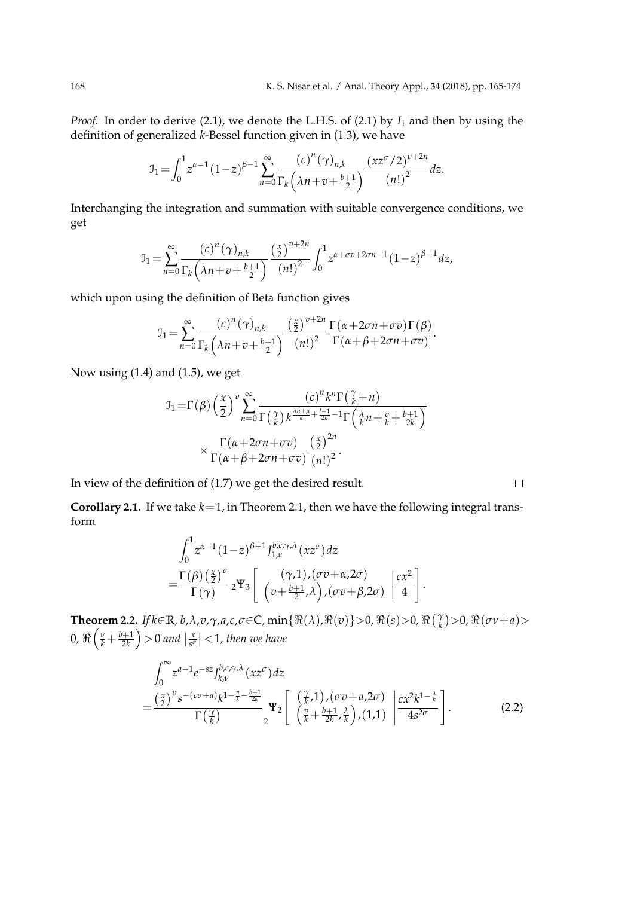*Proof.* In order to derive (2.1), we denote the L.H.S. of (2.1) by $I_1$ and then by using the definition of generalized $k$-Bessel function given in (1.3), we have

$$\mathcal{I}_1=\int_0^1 z^{\alpha-1}(1-z)^{\beta-1}\sum_{n=0}^{\infty}\frac{(c)^n(\gamma)_{n,k}}{\Gamma_k\left(\lambda n+v+\frac{b+1}{2}\right)}\frac{(xz^{\sigma}/2)^{v+2n}}{(n!)^2}dz.$$

Interchanging the integration and summation with suitable convergence conditions, we get

$$\mathcal{I}_1=\sum_{n=0}^{\infty}\frac{(c)^n(\gamma)_{n,k}}{\Gamma_k\left(\lambda n+v+\frac{b+1}{2}\right)}\frac{\left(\frac{x}{2}\right)^{v+2n}}{(n!)^2}\int_0^1 z^{\alpha+\sigma v+2\sigma n-1}(1-z)^{\beta-1}dz,$$

which upon using the definition of Beta function gives

$$\mathcal{I}_1=\sum_{n=0}^{\infty}\frac{(c)^n(\gamma)_{n,k}}{\Gamma_k\left(\lambda n+v+\frac{b+1}{2}\right)}\frac{\left(\frac{x}{2}\right)^{v+2n}}{(n!)^2}\frac{\Gamma(\alpha+2\sigma n+\sigma v)\Gamma(\beta)}{\Gamma(\alpha+\beta+2\sigma n+\sigma v)}.$$

Now using (1.4) and (1.5), we get

$$\begin{aligned}\mathcal{I}_1=&\Gamma(\beta)\left(\frac{x}{2}\right)^v\sum_{n=0}^{\infty}\frac{(c)^n k^n\Gamma\left(\frac{\gamma}{k}+n\right)}{\Gamma\left(\frac{\gamma}{k}\right)k^{\frac{\lambda n+\mu}{k}+\frac{l+1}{2k}-1}\Gamma\left(\frac{\lambda}{k}n+\frac{v}{k}+\frac{b+1}{2k}\right)}\\&\times\frac{\Gamma(\alpha+2\sigma n+\sigma v)}{\Gamma(\alpha+\beta+2\sigma n+\sigma v)}\frac{\left(\frac{x}{2}\right)^{2n}}{(n!)^2}.\end{aligned}$$

In view of the definition of (1.7) we get the desired result. $\square$

**Corollary 2.1.** If we take $k=1$, in Theorem 2.1, then we have the following integral transform

$$\begin{aligned}&\int_0^1 z^{\alpha-1}(1-z)^{\beta-1}J_{1,v}^{b,c,\gamma,\lambda}(xz^{\sigma})dz\\=&\frac{\Gamma(\beta)\left(\frac{x}{2}\right)^v}{\Gamma(\gamma)}\,{}_2\Psi_3\left[\begin{array}{c}(\gamma,1),(\sigma v+\alpha,2\sigma)\\\left(v+\frac{b+1}{2},\lambda\right),(\sigma v+\beta,2\sigma)\end{array}\middle|\frac{cx^2}{4}\right].\end{aligned}$$

**Theorem 2.2.** *If $k\in\mathbb{R}$, $b,\lambda,v,\gamma,a,c,\sigma\in\mathbb{C}$, $\min\{\Re(\lambda),\Re(v)\}>0$, $\Re(s)>0$, $\Re\left(\frac{\gamma}{k}\right)>0$, $\Re(\sigma v+a)>0$, $\Re\left(\frac{v}{k}+\frac{b+1}{2k}\right)>0$ and $\left|\frac{x}{s^{\sigma}}\right|<1$, then we have*

$$\begin{aligned}&\int_0^{\infty}z^{a-1}e^{-sz}J_{k,v}^{b,c,\gamma,\lambda}(xz^{\sigma})dz\\=&\frac{\left(\frac{x}{2}\right)^v s^{-(v\sigma+a)}k^{1-\frac{v}{k}-\frac{b+1}{2k}}}{\Gamma\left(\frac{\gamma}{k}\right)}\,{}_2\Psi_2\left[\begin{array}{c}\left(\frac{\gamma}{k},1\right),(\sigma v+a,2\sigma)\\\left(\frac{v}{k}+\frac{b+1}{2k},\frac{\lambda}{k}\right),(1,1)\end{array}\middle|\frac{cx^2k^{1-\frac{\lambda}{k}}}{4s^{2\sigma}}\right].\end{aligned}\tag{2.2}$$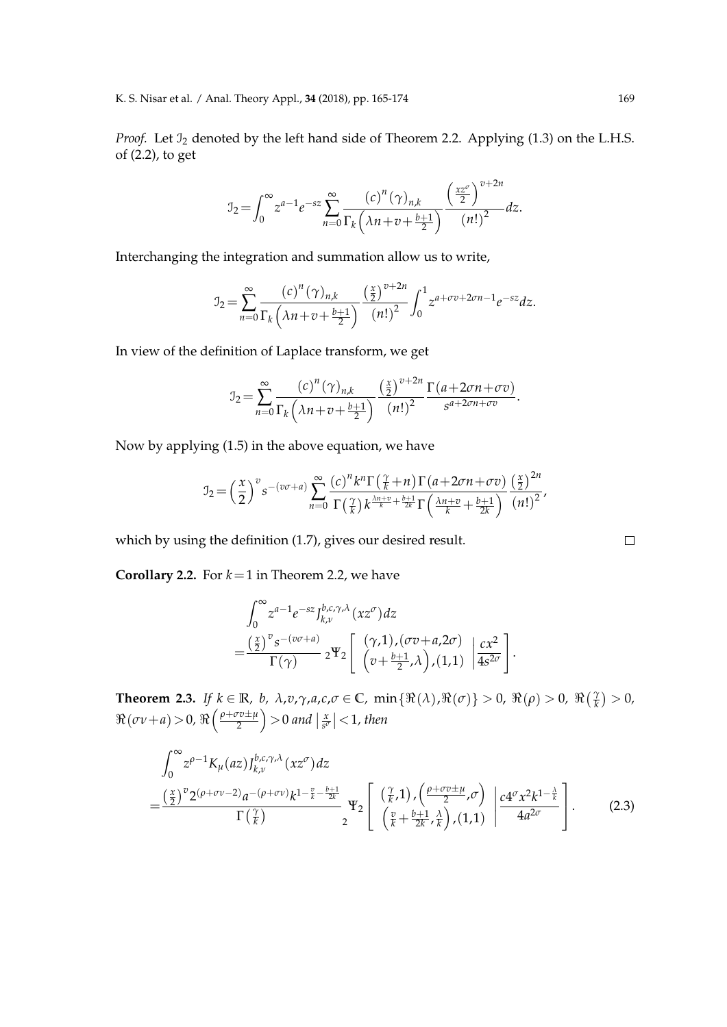*Proof.* Let $\mathcal{I}_2$ denoted by the left hand side of Theorem 2.2. Applying (1.3) on the L.H.S. of (2.2), to get

$$\mathcal{I}_2=\int_0^\infty z^{a-1}e^{-sz}\sum_{n=0}^{\infty}\frac{(c)^n(\gamma)_{n,k}}{\Gamma_k\left(\lambda n+v+\frac{b+1}{2}\right)}\frac{\left(\frac{xz^\sigma}{2}\right)^{v+2n}}{(n!)^2}dz.$$

Interchanging the integration and summation allow us to write,

$$\mathcal{I}_2=\sum_{n=0}^{\infty}\frac{(c)^n(\gamma)_{n,k}}{\Gamma_k\left(\lambda n+v+\frac{b+1}{2}\right)}\frac{\left(\frac{x}{2}\right)^{v+2n}}{(n!)^2}\int_0^1 z^{a+\sigma v+2\sigma n-1}e^{-sz}dz.$$

In view of the definition of Laplace transform, we get

$$\mathcal{I}_2=\sum_{n=0}^{\infty}\frac{(c)^n(\gamma)_{n,k}}{\Gamma_k\left(\lambda n+v+\frac{b+1}{2}\right)}\frac{\left(\frac{x}{2}\right)^{v+2n}}{(n!)^2}\frac{\Gamma(a+2\sigma n+\sigma v)}{s^{a+2\sigma n+\sigma v}}.$$

Now by applying (1.5) in the above equation, we have

$$\mathcal{I}_2=\left(\frac{x}{2}\right)^v s^{-(v\sigma+a)}\sum_{n=0}^{\infty}\frac{(c)^n k^n\Gamma\left(\frac{\gamma}{k}+n\right)\Gamma(a+2\sigma n+\sigma v)}{\Gamma\left(\frac{\gamma}{k}\right)k^{\frac{\lambda n+v}{k}+\frac{b+1}{2k}}\Gamma\left(\frac{\lambda n+v}{k}+\frac{b+1}{2k}\right)}\frac{\left(\frac{x}{2}\right)^{2n}}{(n!)^2},$$

which by using the definition (1.7), gives our desired result. $\square$

**Corollary 2.2.** For $k=1$ in Theorem 2.2, we have

$$\begin{aligned}&\int_0^\infty z^{a-1}e^{-sz}J_{k,\nu}^{b,c,\gamma,\lambda}(xz^\sigma)dz\\&=\frac{\left(\frac{x}{2}\right)^v s^{-(v\sigma+a)}}{\Gamma(\gamma)}\,{}_2\Psi_2\left[\begin{array}{c}(\gamma,1),(\sigma v+a,2\sigma)\\ \left(v+\frac{b+1}{2},\lambda\right),(1,1)\end{array}\middle|\frac{cx^2}{4s^{2\sigma}}\right].\end{aligned}$$

**Theorem 2.3.** *If $k\in\mathbb{R}$, $b$, $\lambda,v,\gamma,a,c,\sigma\in\mathbb{C}$, $\min\{\Re(\lambda),\Re(\sigma)\}>0$, $\Re(\rho)>0$, $\Re\left(\frac{\gamma}{k}\right)>0$, $\Re(\sigma v+a)>0$, $\Re\left(\frac{\rho+\sigma v\pm\mu}{2}\right)>0$ and $\left|\frac{x}{s^\sigma}\right|<1$, then*

$$\begin{aligned}&\int_0^\infty z^{\rho-1}K_\mu(az)J_{k,\nu}^{b,c,\gamma,\lambda}(xz^\sigma)dz\\&=\frac{\left(\frac{x}{2}\right)^v 2^{(\rho+\sigma v-2)}a^{-(\rho+\sigma v)}k^{1-\frac{v}{k}-\frac{b+1}{2k}}}{\Gamma\left(\frac{\gamma}{k}\right)}\,{}_2\Psi_2\left[\begin{array}{c}\left(\frac{\gamma}{k},1\right),\left(\frac{\rho+\sigma v\pm\mu}{2},\sigma\right)\\ \left(\frac{v}{k}+\frac{b+1}{2k},\frac{\lambda}{k}\right),(1,1)\end{array}\middle|\frac{c4^\sigma x^2k^{1-\frac{\lambda}{k}}}{4a^{2\sigma}}\right].\end{aligned}\tag{2.3}$$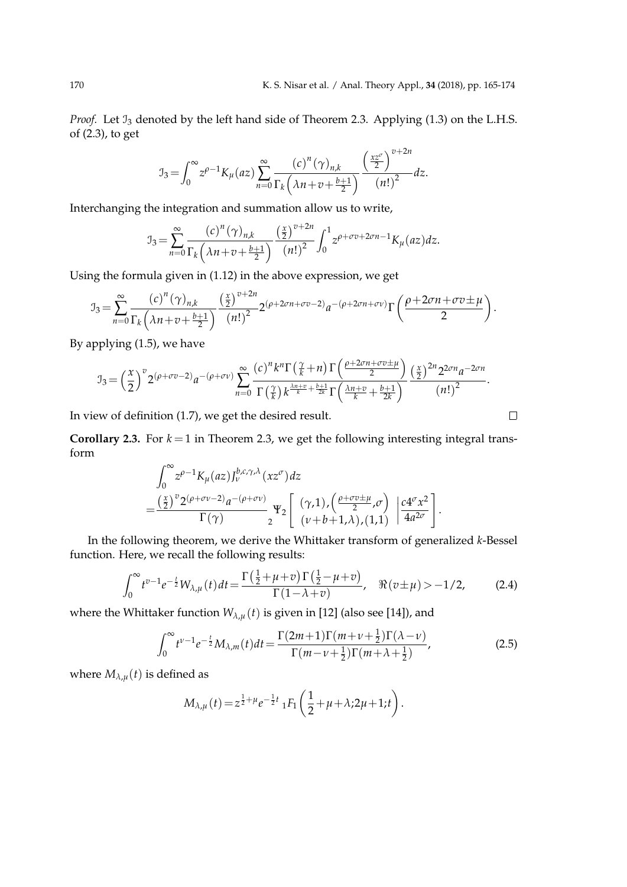*Proof.* Let $\mathcal{I}_3$ denoted by the left hand side of Theorem 2.3. Applying (1.3) on the L.H.S. of (2.3), to get

$$\mathcal{I}_3=\int_0^\infty z^{\rho-1}K_\mu(az)\sum_{n=0}^{\infty}\frac{(c)^n(\gamma)_{n,k}}{\Gamma_k\left(\lambda n+v+\frac{b+1}{2}\right)}\frac{\left(\frac{xz^\sigma}{2}\right)^{v+2n}}{(n!)^2}dz.$$

Interchanging the integration and summation allow us to write,

$$\mathcal{I}_3=\sum_{n=0}^{\infty}\frac{(c)^n(\gamma)_{n,k}}{\Gamma_k\left(\lambda n+v+\frac{b+1}{2}\right)}\frac{\left(\frac{x}{2}\right)^{v+2n}}{(n!)^2}\int_0^1 z^{\rho+\sigma v+2\sigma n-1}K_\mu(az)dz.$$

Using the formula given in (1.12) in the above expression, we get

$$\mathcal{I}_3=\sum_{n=0}^{\infty}\frac{(c)^n(\gamma)_{n,k}}{\Gamma_k\left(\lambda n+v+\frac{b+1}{2}\right)}\frac{\left(\frac{x}{2}\right)^{v+2n}}{(n!)^2}2^{(\rho+2\sigma n+\sigma v-2)}a^{-(\rho+2\sigma n+\sigma v)}\Gamma\left(\frac{\rho+2\sigma n+\sigma v\pm\mu}{2}\right).$$

By applying (1.5), we have

$$\mathcal{I}_3=\left(\frac{x}{2}\right)^v 2^{(\rho+\sigma v-2)}a^{-(\rho+\sigma v)}\sum_{n=0}^{\infty}\frac{(c)^n k^n\Gamma\left(\frac{\gamma}{k}+n\right)\Gamma\left(\frac{\rho+2\sigma n+\sigma v\pm\mu}{2}\right)}{\Gamma\left(\frac{\gamma}{k}\right)k^{\frac{\lambda n+v}{k}+\frac{b+1}{2k}}\Gamma\left(\frac{\lambda n+v}{k}+\frac{b+1}{2k}\right)}\frac{\left(\frac{x}{2}\right)^{2n}2^{2\sigma n}a^{-2\sigma n}}{(n!)^2}.$$

In view of definition (1.7), we get the desired result. $\square$

**Corollary 2.3.** For $k=1$ in Theorem 2.3, we get the following interesting integral transform

$$\begin{aligned}&\int_0^\infty z^{\rho-1}K_\mu(az)J_v^{b,c,\gamma,\lambda}(xz^\sigma)dz\\&=\frac{\left(\frac{x}{2}\right)^v 2^{(\rho+\sigma v-2)}a^{-(\rho+\sigma v)}}{\Gamma(\gamma)}\,{}_2\Psi_2\left[\begin{array}{c}(\gamma,1),\left(\frac{\rho+\sigma v\pm\mu}{2},\sigma\right)\\(v+b+1,\lambda),(1,1)\end{array}\bigg|\frac{c4^\sigma x^2}{4a^{2\sigma}}\right].\end{aligned}$$

In the following theorem, we derive the Whittaker transform of generalized $k$-Bessel function. Here, we recall the following results:

$$\int_0^\infty t^{v-1}e^{-\frac{t}{2}}W_{\lambda,\mu}(t)dt=\frac{\Gamma\left(\frac{1}{2}+\mu+v\right)\Gamma\left(\frac{1}{2}-\mu+v\right)}{\Gamma(1-\lambda+v)},\quad \Re(v\pm\mu)>-1/2, \tag{2.4}$$

where the Whittaker function $W_{\lambda,\mu}(t)$ is given in [12] (also see [14]), and

$$\int_0^\infty t^{\nu-1}e^{-\frac{t}{2}}M_{\lambda,m}(t)dt=\frac{\Gamma(2m+1)\Gamma(m+\nu+\frac{1}{2})\Gamma(\lambda-\nu)}{\Gamma(m-\nu+\frac{1}{2})\Gamma(m+\lambda+\frac{1}{2})}, \tag{2.5}$$

where $M_{\lambda,\mu}(t)$ is defined as

$$M_{\lambda,\mu}(t)=z^{\frac{1}{2}+\mu}e^{-\frac{1}{2}t}\,{}_1F_1\left(\frac{1}{2}+\mu+\lambda;2\mu+1;t\right).$$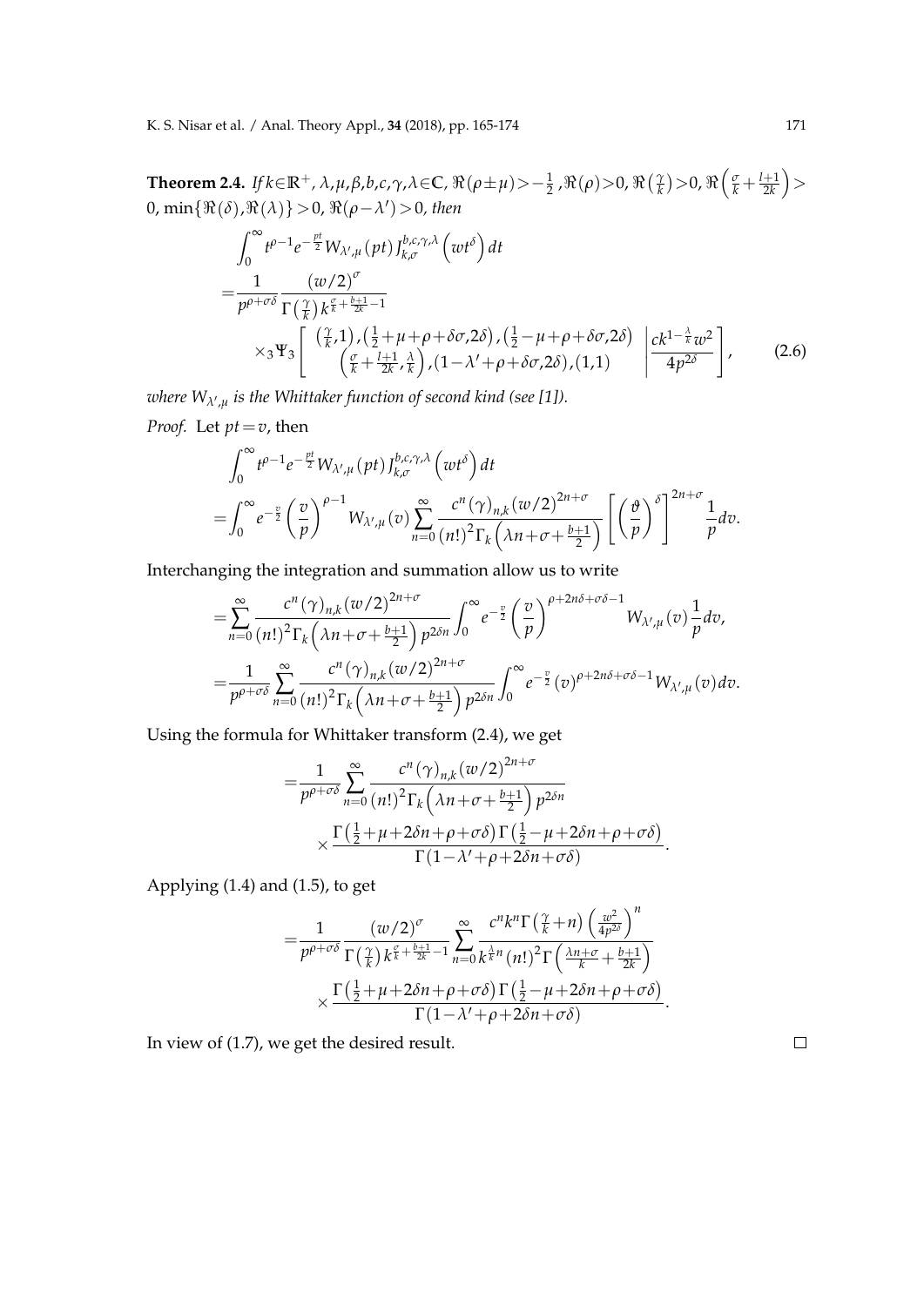**Theorem 2.4.** *If $k\in\mathbb{R}^+$, $\lambda,\mu,\beta,b,c,\gamma,\lambda\in\mathbb{C}$, $\Re(\rho\pm\mu)>-\frac{1}{2}$, $\Re(\rho)>0$, $\Re\left(\frac{\gamma}{k}\right)>0$, $\Re\left(\frac{\sigma}{k}+\frac{l+1}{2k}\right)>0$, $\min\{\Re(\delta),\Re(\lambda)\}>0$, $\Re(\rho-\lambda')>0$, then*

$$
\begin{aligned}
&\int_0^\infty t^{\rho-1}e^{-\frac{pt}{2}}W_{\lambda',\mu}(pt)\,J_{k,\sigma}^{b,c,\gamma,\lambda}\left(wt^\delta\right)dt\\
=&\frac{1}{p^{\rho+\sigma\delta}}\frac{(w/2)^\sigma}{\Gamma\left(\frac{\gamma}{k}\right)k^{\frac{\sigma}{k}+\frac{b+1}{2k}-1}}\\
&\times{}_3\Psi_3\left[\begin{array}{c}\left(\frac{\gamma}{k},1\right),\left(\frac{1}{2}+\mu+\rho+\delta\sigma,2\delta\right),\left(\frac{1}{2}-\mu+\rho+\delta\sigma,2\delta\right)\\ \left(\frac{\sigma}{k}+\frac{l+1}{2k},\frac{\lambda}{k}\right),\left(1-\lambda'+\rho+\delta\sigma,2\delta\right),(1,1)\end{array}\left|\frac{ck^{1-\frac{\lambda}{k}}w^2}{4p^{2\delta}}\right.\right],
\end{aligned}
\tag{2.6}
$$

*where $W_{\lambda',\mu}$ is the Whittaker function of second kind (see [1]).*

*Proof.* Let $pt=v$, then

$$
\begin{aligned}
&\int_0^\infty t^{\rho-1}e^{-\frac{pt}{2}}W_{\lambda',\mu}(pt)\,J_{k,\sigma}^{b,c,\gamma,\lambda}\left(wt^\delta\right)dt\\
=&\int_0^\infty e^{-\frac{v}{2}}\left(\frac{v}{p}\right)^{\rho-1}W_{\lambda',\mu}(v)\sum_{n=0}^\infty\frac{c^n(\gamma)_{n,k}(w/2)^{2n+\sigma}}{(n!)^2\Gamma_k\left(\lambda n+\sigma+\frac{b+1}{2}\right)}\left[\left(\frac{\vartheta}{p}\right)^\delta\right]^{2n+\sigma}\frac{1}{p}dv.
\end{aligned}
$$

Interchanging the integration and summation allow us to write

$$
\begin{aligned}
=&\sum_{n=0}^\infty\frac{c^n(\gamma)_{n,k}(w/2)^{2n+\sigma}}{(n!)^2\Gamma_k\left(\lambda n+\sigma+\frac{b+1}{2}\right)p^{2\delta n}}\int_0^\infty e^{-\frac{v}{2}}\left(\frac{v}{p}\right)^{\rho+2n\delta+\sigma\delta-1}W_{\lambda',\mu}(v)\frac{1}{p}dv,\\
=&\frac{1}{p^{\rho+\sigma\delta}}\sum_{n=0}^\infty\frac{c^n(\gamma)_{n,k}(w/2)^{2n+\sigma}}{(n!)^2\Gamma_k\left(\lambda n+\sigma+\frac{b+1}{2}\right)p^{2\delta n}}\int_0^\infty e^{-\frac{v}{2}}(v)^{\rho+2n\delta+\sigma\delta-1}W_{\lambda',\mu}(v)dv.
\end{aligned}
$$

Using the formula for Whittaker transform (2.4), we get

$$
\begin{aligned}
=&\frac{1}{p^{\rho+\sigma\delta}}\sum_{n=0}^\infty\frac{c^n(\gamma)_{n,k}(w/2)^{2n+\sigma}}{(n!)^2\Gamma_k\left(\lambda n+\sigma+\frac{b+1}{2}\right)p^{2\delta n}}\\
&\times\frac{\Gamma\left(\frac{1}{2}+\mu+2\delta n+\rho+\sigma\delta\right)\Gamma\left(\frac{1}{2}-\mu+2\delta n+\rho+\sigma\delta\right)}{\Gamma(1-\lambda'+\rho+2\delta n+\sigma\delta)}.
\end{aligned}
$$

Applying (1.4) and (1.5), to get

$$
\begin{aligned}
=&\frac{1}{p^{\rho+\sigma\delta}}\frac{(w/2)^\sigma}{\Gamma\left(\frac{\gamma}{k}\right)k^{\frac{\sigma}{k}+\frac{b+1}{2k}-1}}\sum_{n=0}^\infty\frac{c^nk^n\Gamma\left(\frac{\gamma}{k}+n\right)\left(\frac{w^2}{4p^{2\delta}}\right)^n}{k^{\frac{\lambda}{k}n}(n!)^2\Gamma\left(\frac{\lambda n+\sigma}{k}+\frac{b+1}{2k}\right)}\\
&\times\frac{\Gamma\left(\frac{1}{2}+\mu+2\delta n+\rho+\sigma\delta\right)\Gamma\left(\frac{1}{2}-\mu+2\delta n+\rho+\sigma\delta\right)}{\Gamma(1-\lambda'+\rho+2\delta n+\sigma\delta)}.
\end{aligned}
$$

In view of (1.7), we get the desired result. $\square$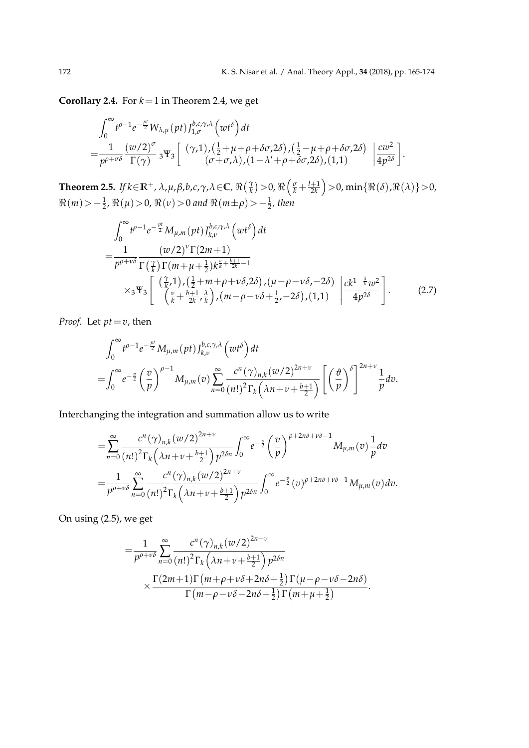**Corollary 2.4.** For $k=1$ in Theorem 2.4, we get

$$
\begin{aligned}
&\int_0^\infty t^{\rho-1} e^{-\frac{pt}{2}} W_{\lambda,\mu}(pt) J_{1,\sigma}^{b,c,\gamma,\lambda}\left(wt^\delta\right) dt \\
=&\frac{1}{p^{\rho+\sigma\delta}} \frac{(w/2)^\sigma}{\Gamma(\gamma)} {}_3\Psi_3\left[\begin{array}{c} (\gamma,1),\left(\frac{1}{2}+\mu+\rho+\delta\sigma,2\delta\right),\left(\frac{1}{2}-\mu+\rho+\delta\sigma,2\delta\right) \\ (\sigma+\sigma,\lambda),(1-\lambda'+\rho+\delta\sigma,2\delta),(1,1) \end{array} \middle| \frac{cw^2}{4p^{2\delta}}\right].
\end{aligned}
$$

**Theorem 2.5.** *If $k\in\mathbb{R}^+$, $\lambda,\mu,\beta,b,c,\gamma,\lambda\in\mathbb{C}$, $\Re\left(\frac{\gamma}{k}\right)>0$, $\Re\left(\frac{\sigma}{k}+\frac{l+1}{2k}\right)>0$, $\min\{\Re(\delta),\Re(\lambda)\}>0$, $\Re(m)>-\frac{1}{2}$, $\Re(\mu)>0$, $\Re(\nu)>0$ and $\Re(m\pm\rho)>-\frac{1}{2}$, then*

$$
\begin{aligned}
&\int_0^\infty t^{\rho-1} e^{-\frac{pt}{2}} M_{\mu,m}(pt) J_{k,\nu}^{b,c,\gamma,\lambda}\left(wt^\delta\right) dt \\
=&\frac{1}{p^{\rho+\nu\delta}} \frac{(w/2)^\nu \Gamma(2m+1)}{\Gamma\left(\frac{\gamma}{k}\right)\Gamma\left(m+\mu+\frac{1}{2}\right) k^{\frac{\nu}{k}+\frac{b+1}{2k}-1}} \\
&\times {}_3\Psi_3\left[\begin{array}{c} \left(\frac{\gamma}{k},1\right),\left(\frac{1}{2}+m+\rho+\nu\delta,2\delta\right),(\mu-\rho-\nu\delta,-2\delta) \\ \left(\frac{\nu}{k}+\frac{b+1}{2k},\frac{\lambda}{k}\right),\left(m-\rho-\nu\delta+\frac{1}{2},-2\delta\right),(1,1) \end{array} \middle| \frac{ck^{1-\frac{\lambda}{k}} w^2}{4p^{2\delta}}\right].
\end{aligned}
\tag{2.7}
$$

*Proof.* Let $pt=v$, then

$$
\begin{aligned}
&\int_0^\infty t^{\rho-1} e^{-\frac{pt}{2}} M_{\mu,m}(pt) J_{k,\nu}^{b,c,\gamma,\lambda}\left(wt^\delta\right) dt \\
=&\int_0^\infty e^{-\frac{v}{2}} \left(\frac{v}{p}\right)^{\rho-1} M_{\mu,m}(v) \sum_{n=0}^\infty \frac{c^n(\gamma)_{n,k}(w/2)^{2n+\nu}}{(n!)^2 \Gamma_k\left(\lambda n+\nu+\frac{b+1}{2}\right)} \left[\left(\frac{\vartheta}{p}\right)^\delta\right]^{2n+\nu} \frac{1}{p} dv.
\end{aligned}
$$

Interchanging the integration and summation allow us to write

$$
\begin{aligned}
=&\sum_{n=0}^\infty \frac{c^n(\gamma)_{n,k}(w/2)^{2n+\nu}}{(n!)^2 \Gamma_k\left(\lambda n+\nu+\frac{b+1}{2}\right) p^{2\delta n}} \int_0^\infty e^{-\frac{v}{2}} \left(\frac{v}{p}\right)^{\rho+2n\delta+\nu\delta-1} M_{\mu,m}(v) \frac{1}{p} dv \\
=&\frac{1}{p^{\rho+\nu\delta}} \sum_{n=0}^\infty \frac{c^n(\gamma)_{n,k}(w/2)^{2n+\nu}}{(n!)^2 \Gamma_k\left(\lambda n+\nu+\frac{b+1}{2}\right) p^{2\delta n}} \int_0^\infty e^{-\frac{v}{2}} (v)^{\rho+2n\delta+\nu\delta-1} M_{\mu,m}(v) dv.
\end{aligned}
$$

On using (2.5), we get

$$
\begin{aligned}
=&\frac{1}{p^{\rho+\nu\delta}} \sum_{n=0}^\infty \frac{c^n(\gamma)_{n,k}(w/2)^{2n+\nu}}{(n!)^2 \Gamma_k\left(\lambda n+\nu+\frac{b+1}{2}\right) p^{2\delta n}} \\
&\times \frac{\Gamma(2m+1)\Gamma\left(m+\rho+\nu\delta+2n\delta+\frac{1}{2}\right)\Gamma(\mu-\rho-\nu\delta-2n\delta)}{\Gamma\left(m-\rho-\nu\delta-2n\delta+\frac{1}{2}\right)\Gamma\left(m+\mu+\frac{1}{2}\right)}.
\end{aligned}
$$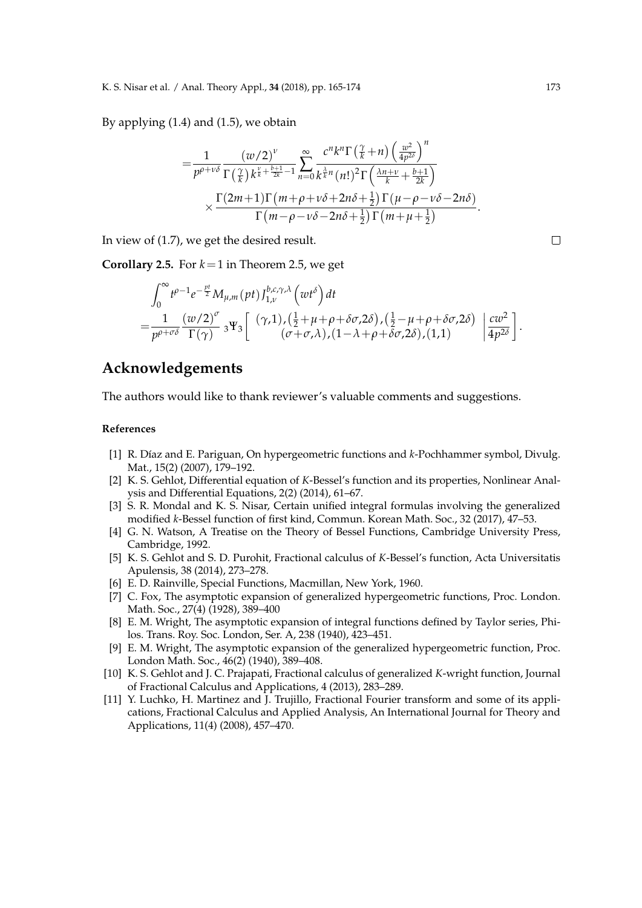By applying (1.4) and (1.5), we obtain

$$
\begin{aligned}
=&\frac{1}{p^{\rho+\nu\delta}}\frac{(w/2)^{\nu}}{\Gamma\left(\frac{\gamma}{k}\right)k^{\frac{\nu}{k}+\frac{b+1}{2k}-1}}\sum_{n=0}^{\infty}\frac{c^n k^n\Gamma\left(\frac{\gamma}{k}+n\right)\left(\frac{w^2}{4p^{2\delta}}\right)^n}{k^{\frac{\lambda}{k}n}(n!)^2\Gamma\left(\frac{\lambda n+\nu}{k}+\frac{b+1}{2k}\right)}\\
&\times\frac{\Gamma(2m+1)\Gamma\left(m+\rho+\nu\delta+2n\delta+\frac{1}{2}\right)\Gamma(\mu-\rho-\nu\delta-2n\delta)}{\Gamma\left(m-\rho-\nu\delta-2n\delta+\frac{1}{2}\right)\Gamma\left(m+\mu+\frac{1}{2}\right)}.
\end{aligned}
$$

In view of (1.7), we get the desired result. $\square$

**Corollary 2.5.** For $k=1$ in Theorem 2.5, we get

$$
\begin{aligned}
&\int_0^{\infty}t^{\rho-1}e^{-\frac{pt}{2}}M_{\mu,m}(pt)J_{1,\nu}^{b,c,\gamma,\lambda}\left(wt^{\delta}\right)dt\\
=&\frac{1}{p^{\rho+\sigma\delta}}\frac{(w/2)^{\sigma}}{\Gamma(\gamma)}\,{}_3\Psi_3\left[\begin{array}{c}(\gamma,1),\left(\frac{1}{2}+\mu+\rho+\delta\sigma,2\delta\right),\left(\frac{1}{2}-\mu+\rho+\delta\sigma,2\delta\right)\\(\sigma+\sigma,\lambda),(1-\lambda+\rho+\delta\sigma,2\delta),(1,1)\end{array}\left|\frac{cw^2}{4p^{2\delta}}\right.\right].
\end{aligned}
$$

## Acknowledgements

The authors would like to thank reviewer's valuable comments and suggestions.

### References

[1] R. Díaz and E. Pariguan, On hypergeometric functions and *k*-Pochhammer symbol, Divulg. Mat., 15(2) (2007), 179–192.

[2] K. S. Gehlot, Differential equation of *K*-Bessel's function and its properties, Nonlinear Analysis and Differential Equations, 2(2) (2014), 61–67.

[3] S. R. Mondal and K. S. Nisar, Certain unified integral formulas involving the generalized modified *k*-Bessel function of first kind, Commun. Korean Math. Soc., 32 (2017), 47–53.

[4] G. N. Watson, A Treatise on the Theory of Bessel Functions, Cambridge University Press, Cambridge, 1992.

[5] K. S. Gehlot and S. D. Purohit, Fractional calculus of *K*-Bessel's function, Acta Universitatis Apulensis, 38 (2014), 273–278.

[6] E. D. Rainville, Special Functions, Macmillan, New York, 1960.

[7] C. Fox, The asymptotic expansion of generalized hypergeometric functions, Proc. London. Math. Soc., 27(4) (1928), 389–400

[8] E. M. Wright, The asymptotic expansion of integral functions defined by Taylor series, Philos. Trans. Roy. Soc. London, Ser. A, 238 (1940), 423–451.

[9] E. M. Wright, The asymptotic expansion of the generalized hypergeometric function, Proc. London Math. Soc., 46(2) (1940), 389–408.

[10] K. S. Gehlot and J. C. Prajapati, Fractional calculus of generalized *K*-wright function, Journal of Fractional Calculus and Applications, 4 (2013), 283–289.

[11] Y. Luchko, H. Martinez and J. Trujillo, Fractional Fourier transform and some of its applications, Fractional Calculus and Applied Analysis, An International Journal for Theory and Applications, 11(4) (2008), 457–470.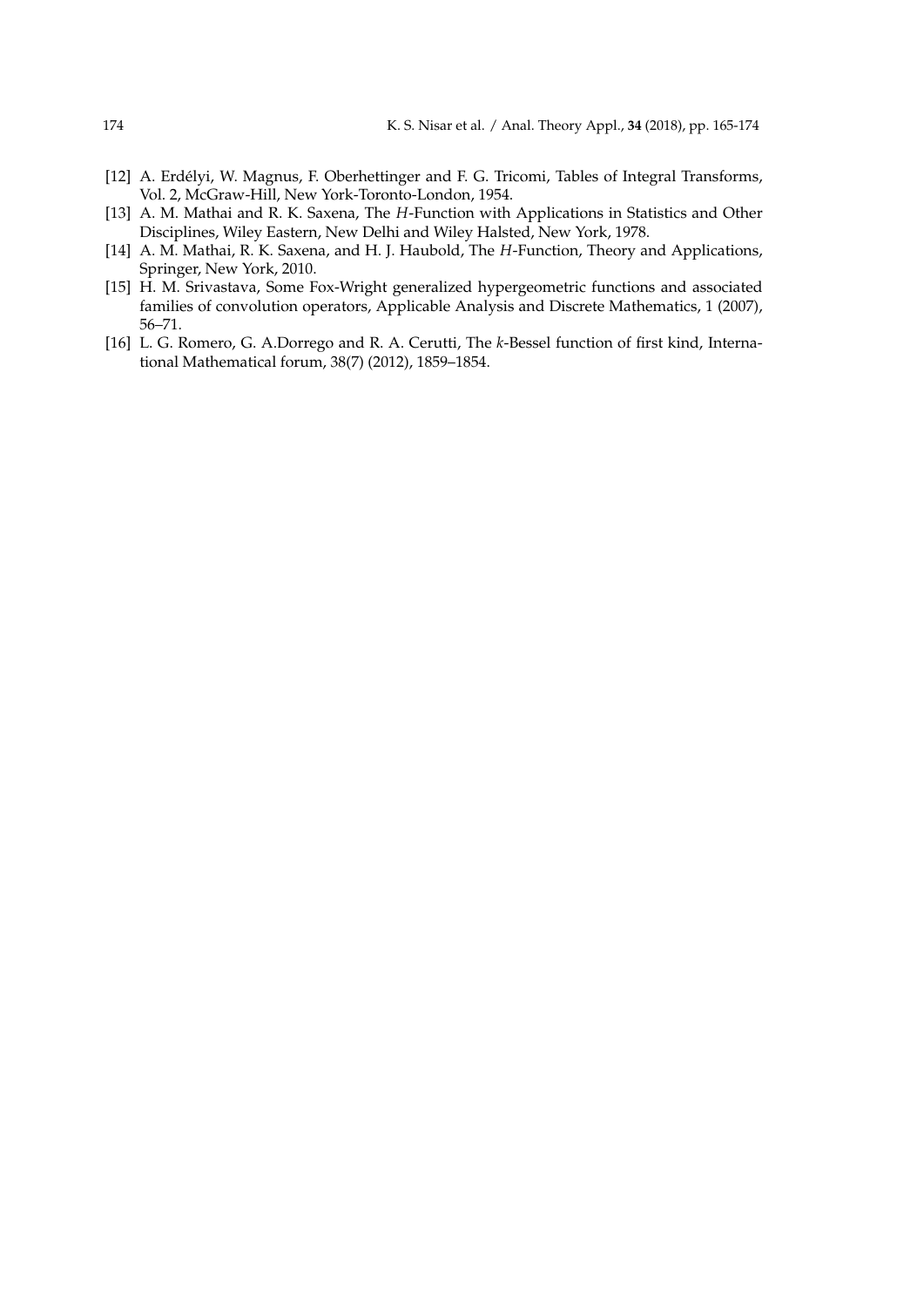[12] A. Erdélyi, W. Magnus, F. Oberhettinger and F. G. Tricomi, Tables of Integral Transforms, Vol. 2, McGraw-Hill, New York-Toronto-London, 1954.

[13] A. M. Mathai and R. K. Saxena, The *H*-Function with Applications in Statistics and Other Disciplines, Wiley Eastern, New Delhi and Wiley Halsted, New York, 1978.

[14] A. M. Mathai, R. K. Saxena, and H. J. Haubold, The *H*-Function, Theory and Applications, Springer, New York, 2010.

[15] H. M. Srivastava, Some Fox-Wright generalized hypergeometric functions and associated families of convolution operators, Applicable Analysis and Discrete Mathematics, 1 (2007), 56–71.

[16] L. G. Romero, G. A.Dorrego and R. A. Cerutti, The *k*-Bessel function of first kind, International Mathematical forum, 38(7) (2012), 1859–1854.